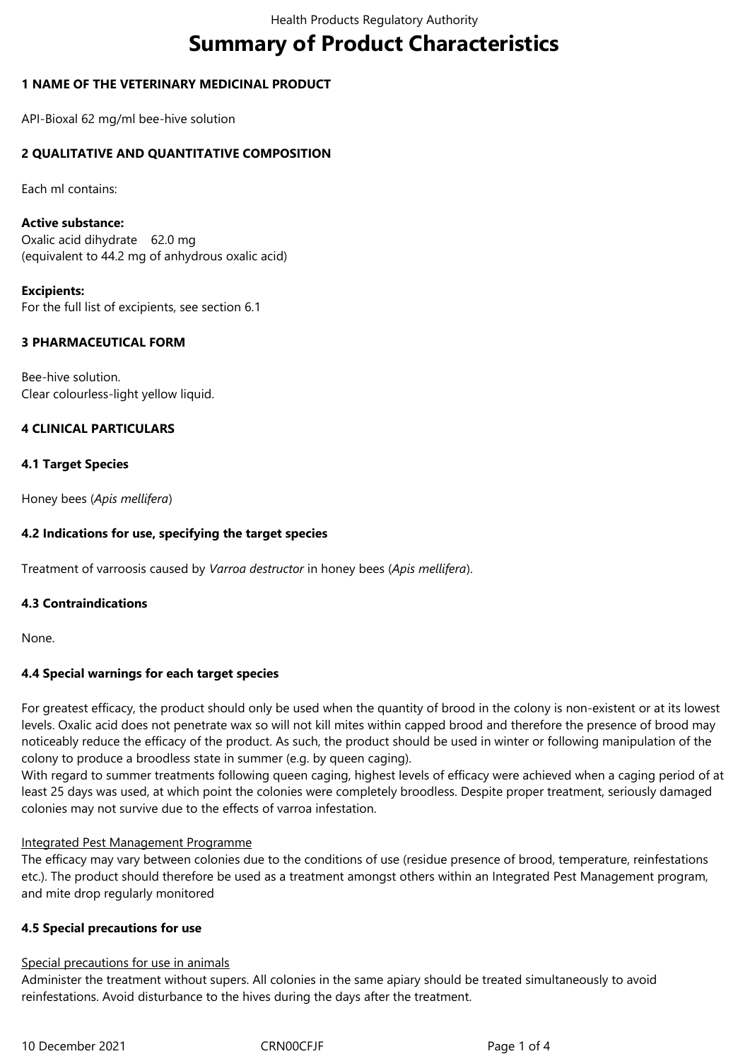# Summary of Product Characteristics

## 1 NAME OF THE VETERINARY MEDICINAL PRODUCT

API-Bioxal 62 mg/ml bee-hive solution

## 2 QUALITATIVE AND QUANTITATIVE COMPOSITION

Each ml contains:

**Active substance:**
Oxalic acid dihydrate 62.0 mg
(equivalent to 44.2 mg of anhydrous oxalic acid)

**Excipients:**
For the full list of excipients, see section 6.1

## 3 PHARMACEUTICAL FORM

Bee-hive solution.
Clear colourless-light yellow liquid.

## 4 CLINICAL PARTICULARS

### 4.1 Target Species

Honey bees (*Apis mellifera*)

### 4.2 Indications for use, specifying the target species

Treatment of varroosis caused by *Varroa destructor* in honey bees (*Apis mellifera*).

### 4.3 Contraindications

None.

### 4.4 Special warnings for each target species

For greatest efficacy, the product should only be used when the quantity of brood in the colony is non-existent or at its lowest levels. Oxalic acid does not penetrate wax so will not kill mites within capped brood and therefore the presence of brood may noticeably reduce the efficacy of the product. As such, the product should be used in winter or following manipulation of the colony to produce a broodless state in summer (e.g. by queen caging).
With regard to summer treatments following queen caging, highest levels of efficacy were achieved when a caging period of at least 25 days was used, at which point the colonies were completely broodless. Despite proper treatment, seriously damaged colonies may not survive due to the effects of varroa infestation.

Integrated Pest Management Programme
The efficacy may vary between colonies due to the conditions of use (residue presence of brood, temperature, reinfestations etc.). The product should therefore be used as a treatment amongst others within an Integrated Pest Management program, and mite drop regularly monitored

### 4.5 Special precautions for use

Special precautions for use in animals
Administer the treatment without supers. All colonies in the same apiary should be treated simultaneously to avoid reinfestations. Avoid disturbance to the hives during the days after the treatment.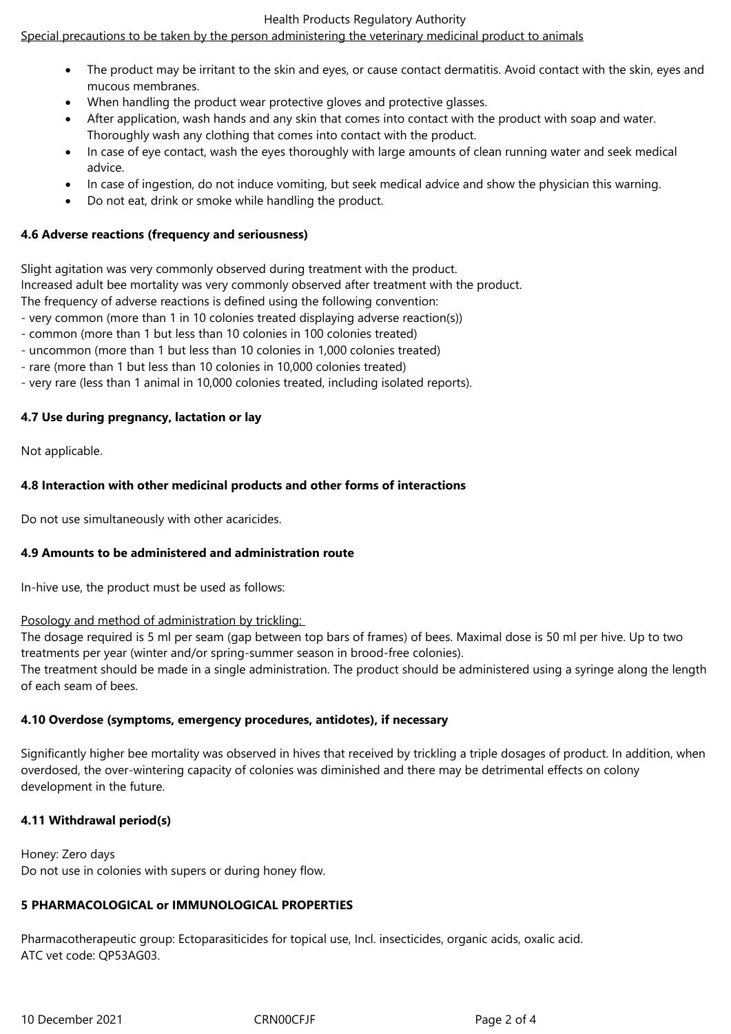Special precautions to be taken by the person administering the veterinary medicinal product to animals

- The product may be irritant to the skin and eyes, or cause contact dermatitis. Avoid contact with the skin, eyes and mucous membranes.
- When handling the product wear protective gloves and protective glasses.
- After application, wash hands and any skin that comes into contact with the product with soap and water. Thoroughly wash any clothing that comes into contact with the product.
- In case of eye contact, wash the eyes thoroughly with large amounts of clean running water and seek medical advice.
- In case of ingestion, do not induce vomiting, but seek medical advice and show the physician this warning.
- Do not eat, drink or smoke while handling the product.

**4.6 Adverse reactions (frequency and seriousness)**

Slight agitation was very commonly observed during treatment with the product.
Increased adult bee mortality was very commonly observed after treatment with the product.
The frequency of adverse reactions is defined using the following convention:
- very common (more than 1 in 10 colonies treated displaying adverse reaction(s))
- common (more than 1 but less than 10 colonies in 100 colonies treated)
- uncommon (more than 1 but less than 10 colonies in 1,000 colonies treated)
- rare (more than 1 but less than 10 colonies in 10,000 colonies treated)
- very rare (less than 1 animal in 10,000 colonies treated, including isolated reports).

**4.7 Use during pregnancy, lactation or lay**

Not applicable.

**4.8 Interaction with other medicinal products and other forms of interactions**

Do not use simultaneously with other acaricides.

**4.9 Amounts to be administered and administration route**

In-hive use, the product must be used as follows:

Posology and method of administration by trickling:
The dosage required is 5 ml per seam (gap between top bars of frames) of bees. Maximal dose is 50 ml per hive. Up to two treatments per year (winter and/or spring-summer season in brood-free colonies).
The treatment should be made in a single administration. The product should be administered using a syringe along the length of each seam of bees.

**4.10 Overdose (symptoms, emergency procedures, antidotes), if necessary**

Significantly higher bee mortality was observed in hives that received by trickling a triple dosages of product. In addition, when overdosed, the over-wintering capacity of colonies was diminished and there may be detrimental effects on colony development in the future.

**4.11 Withdrawal period(s)**

Honey: Zero days
Do not use in colonies with supers or during honey flow.

**5 PHARMACOLOGICAL or IMMUNOLOGICAL PROPERTIES**

Pharmacotherapeutic group: Ectoparasiticides for topical use, Incl. insecticides, organic acids, oxalic acid.
ATC vet code: QP53AG03.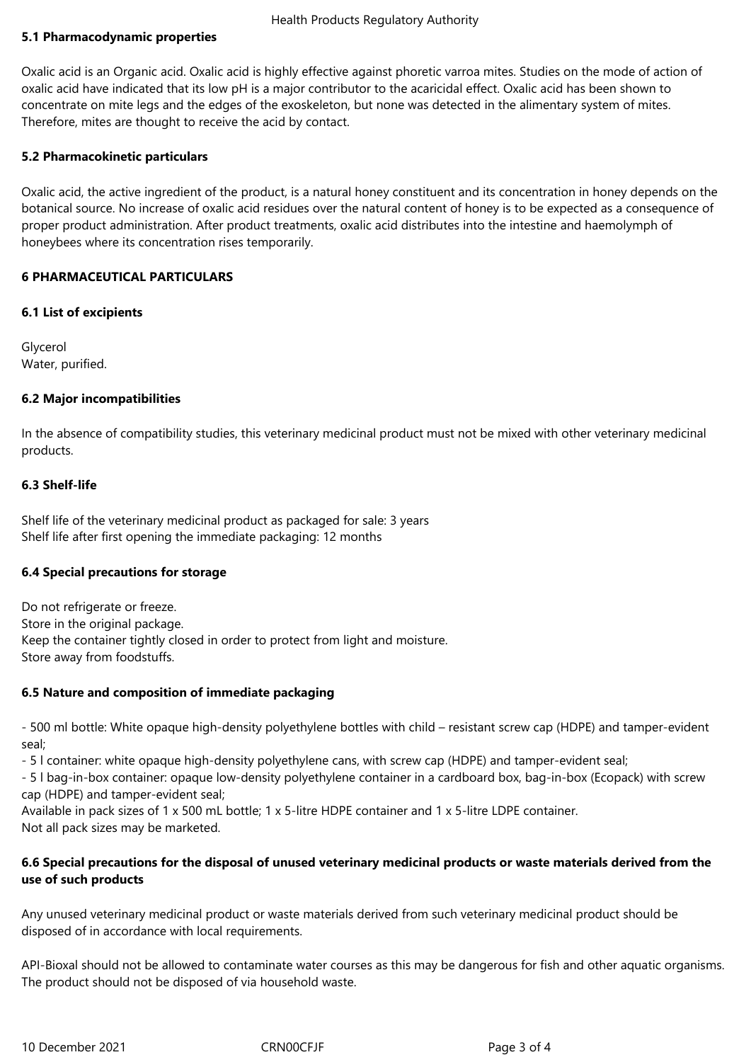### 5.1 Pharmacodynamic properties

Oxalic acid is an Organic acid. Oxalic acid is highly effective against phoretic varroa mites. Studies on the mode of action of oxalic acid have indicated that its low pH is a major contributor to the acaricidal effect. Oxalic acid has been shown to concentrate on mite legs and the edges of the exoskeleton, but none was detected in the alimentary system of mites. Therefore, mites are thought to receive the acid by contact.

### 5.2 Pharmacokinetic particulars

Oxalic acid, the active ingredient of the product, is a natural honey constituent and its concentration in honey depends on the botanical source. No increase of oxalic acid residues over the natural content of honey is to be expected as a consequence of proper product administration. After product treatments, oxalic acid distributes into the intestine and haemolymph of honeybees where its concentration rises temporarily.

## 6 PHARMACEUTICAL PARTICULARS

### 6.1 List of excipients

Glycerol
Water, purified.

### 6.2 Major incompatibilities

In the absence of compatibility studies, this veterinary medicinal product must not be mixed with other veterinary medicinal products.

### 6.3 Shelf-life

Shelf life of the veterinary medicinal product as packaged for sale: 3 years
Shelf life after first opening the immediate packaging: 12 months

### 6.4 Special precautions for storage

Do not refrigerate or freeze.
Store in the original package.
Keep the container tightly closed in order to protect from light and moisture.
Store away from foodstuffs.

### 6.5 Nature and composition of immediate packaging

- 500 ml bottle: White opaque high-density polyethylene bottles with child – resistant screw cap (HDPE) and tamper-evident seal;
- 5 l container: white opaque high-density polyethylene cans, with screw cap (HDPE) and tamper-evident seal;
- 5 l bag-in-box container: opaque low-density polyethylene container in a cardboard box, bag-in-box (Ecopack) with screw cap (HDPE) and tamper-evident seal;

Available in pack sizes of 1 x 500 mL bottle; 1 x 5-litre HDPE container and 1 x 5-litre LDPE container.
Not all pack sizes may be marketed.

### 6.6 Special precautions for the disposal of unused veterinary medicinal products or waste materials derived from the use of such products

Any unused veterinary medicinal product or waste materials derived from such veterinary medicinal product should be disposed of in accordance with local requirements.

API-Bioxal should not be allowed to contaminate water courses as this may be dangerous for fish and other aquatic organisms. The product should not be disposed of via household waste.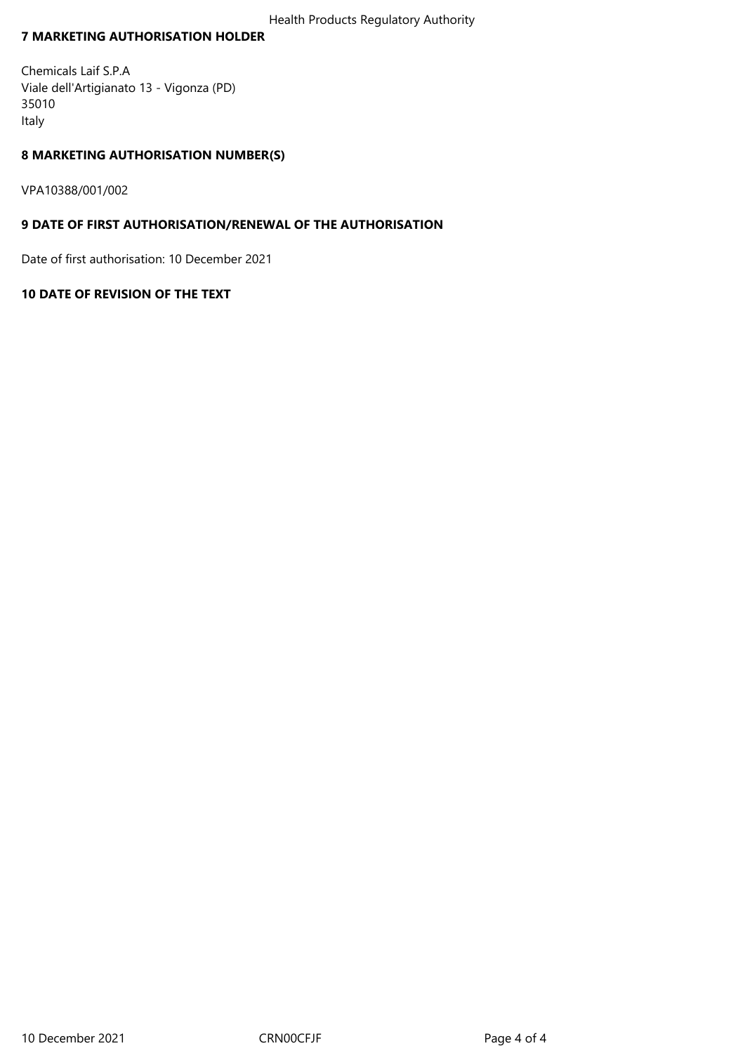## 7 MARKETING AUTHORISATION HOLDER

Chemicals Laif S.P.A
Viale dell'Artigianato 13 - Vigonza (PD)
35010
Italy

## 8 MARKETING AUTHORISATION NUMBER(S)

VPA10388/001/002

## 9 DATE OF FIRST AUTHORISATION/RENEWAL OF THE AUTHORISATION

Date of first authorisation: 10 December 2021

## 10 DATE OF REVISION OF THE TEXT